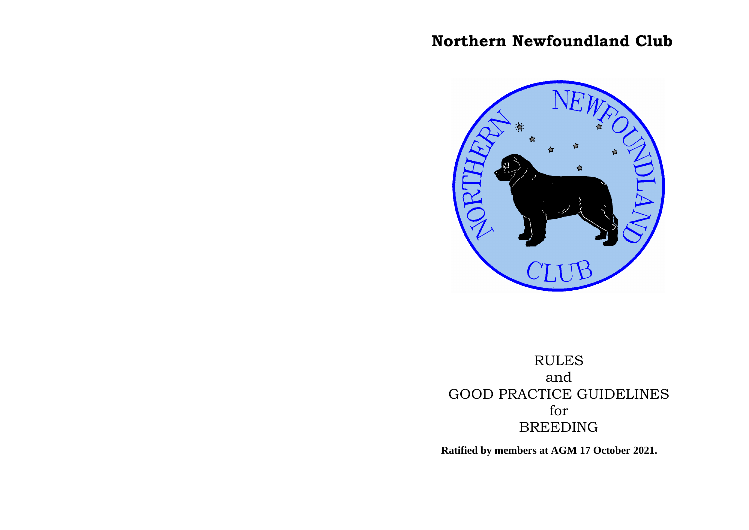# Northern Newfoundland Club

RULES
and
GOOD PRACTICE GUIDELINES
for
BREEDING

**Ratified by members at AGM 17 October 2021.**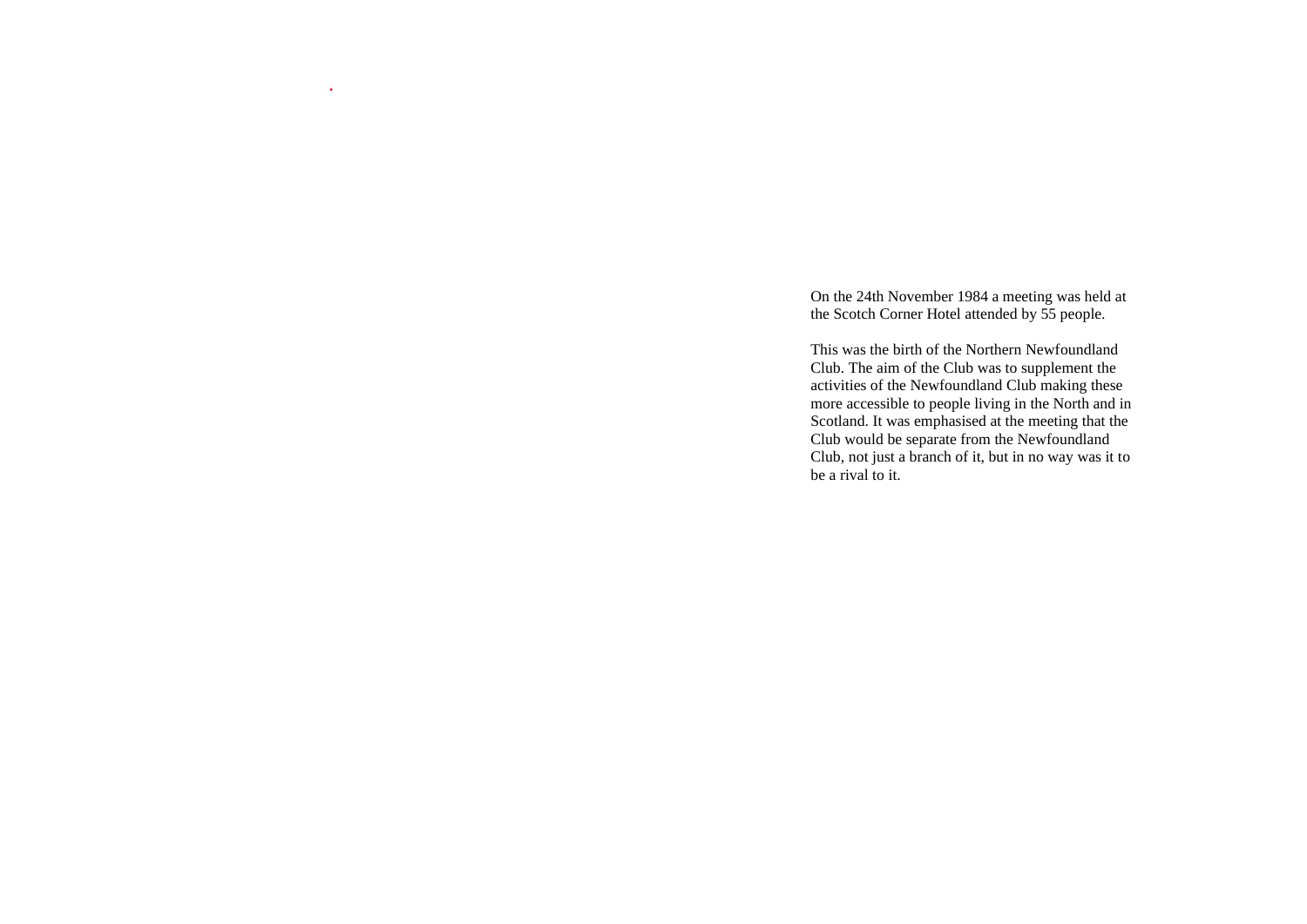On the 24th November 1984 a meeting was held at the Scotch Corner Hotel attended by 55 people.

This was the birth of the Northern Newfoundland Club. The aim of the Club was to supplement the activities of the Newfoundland Club making these more accessible to people living in the North and in Scotland. It was emphasised at the meeting that the Club would be separate from the Newfoundland Club, not just a branch of it, but in no way was it to be a rival to it.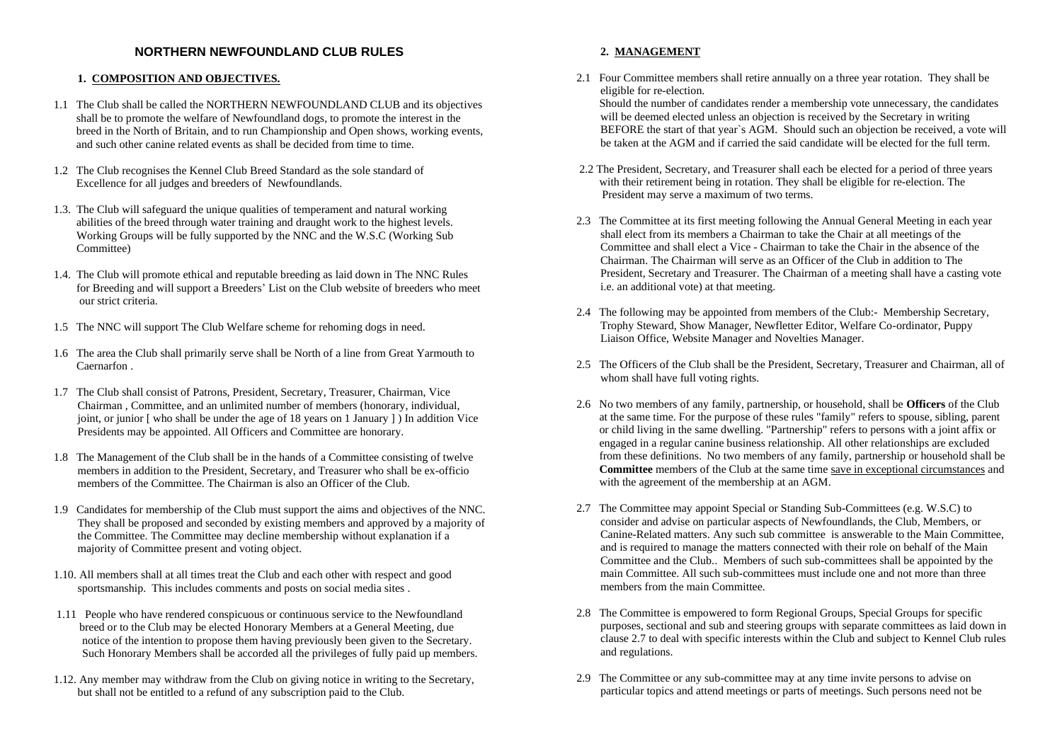# NORTHERN NEWFOUNDLAND CLUB RULES

## 1. COMPOSITION AND OBJECTIVES.

1.1 The Club shall be called the NORTHERN NEWFOUNDLAND CLUB and its objectives shall be to promote the welfare of Newfoundland dogs, to promote the interest in the breed in the North of Britain, and to run Championship and Open shows, working events, and such other canine related events as shall be decided from time to time.

1.2 The Club recognises the Kennel Club Breed Standard as the sole standard of Excellence for all judges and breeders of Newfoundlands.

1.3. The Club will safeguard the unique qualities of temperament and natural working abilities of the breed through water training and draught work to the highest levels. Working Groups will be fully supported by the NNC and the W.S.C (Working Sub Committee)

1.4. The Club will promote ethical and reputable breeding as laid down in The NNC Rules for Breeding and will support a Breeders' List on the Club website of breeders who meet our strict criteria.

1.5 The NNC will support The Club Welfare scheme for rehoming dogs in need.

1.6 The area the Club shall primarily serve shall be North of a line from Great Yarmouth to Caernarfon .

1.7 The Club shall consist of Patrons, President, Secretary, Treasurer, Chairman, Vice Chairman , Committee, and an unlimited number of members (honorary, individual, joint, or junior [ who shall be under the age of 18 years on 1 January ] ) In addition Vice Presidents may be appointed. All Officers and Committee are honorary.

1.8 The Management of the Club shall be in the hands of a Committee consisting of twelve members in addition to the President, Secretary, and Treasurer who shall be ex-officio members of the Committee. The Chairman is also an Officer of the Club.

1.9 Candidates for membership of the Club must support the aims and objectives of the NNC. They shall be proposed and seconded by existing members and approved by a majority of the Committee. The Committee may decline membership without explanation if a majority of Committee present and voting object.

1.10. All members shall at all times treat the Club and each other with respect and good sportsmanship. This includes comments and posts on social media sites .

1.11 People who have rendered conspicuous or continuous service to the Newfoundland breed or to the Club may be elected Honorary Members at a General Meeting, due notice of the intention to propose them having previously been given to the Secretary. Such Honorary Members shall be accorded all the privileges of fully paid up members.

1.12. Any member may withdraw from the Club on giving notice in writing to the Secretary, but shall not be entitled to a refund of any subscription paid to the Club.

## 2. MANAGEMENT

2.1 Four Committee members shall retire annually on a three year rotation. They shall be eligible for re-election.
Should the number of candidates render a membership vote unnecessary, the candidates will be deemed elected unless an objection is received by the Secretary in writing BEFORE the start of that year`s AGM. Should such an objection be received, a vote will be taken at the AGM and if carried the said candidate will be elected for the full term.

2.2 The President, Secretary, and Treasurer shall each be elected for a period of three years with their retirement being in rotation. They shall be eligible for re-election. The President may serve a maximum of two terms.

2.3 The Committee at its first meeting following the Annual General Meeting in each year shall elect from its members a Chairman to take the Chair at all meetings of the Committee and shall elect a Vice - Chairman to take the Chair in the absence of the Chairman. The Chairman will serve as an Officer of the Club in addition to The President, Secretary and Treasurer. The Chairman of a meeting shall have a casting vote i.e. an additional vote) at that meeting.

2.4 The following may be appointed from members of the Club:- Membership Secretary, Trophy Steward, Show Manager, Newfletter Editor, Welfare Co-ordinator, Puppy Liaison Office, Website Manager and Novelties Manager.

2.5 The Officers of the Club shall be the President, Secretary, Treasurer and Chairman, all of whom shall have full voting rights.

2.6 No two members of any family, partnership, or household, shall be **Officers** of the Club at the same time. For the purpose of these rules "family" refers to spouse, sibling, parent or child living in the same dwelling. "Partnership" refers to persons with a joint affix or engaged in a regular canine business relationship. All other relationships are excluded from these definitions. No two members of any family, partnership or household shall be **Committee** members of the Club at the same time save in exceptional circumstances and with the agreement of the membership at an AGM.

2.7 The Committee may appoint Special or Standing Sub-Committees (e.g. W.S.C) to consider and advise on particular aspects of Newfoundlands, the Club, Members, or Canine-Related matters. Any such sub committee is answerable to the Main Committee, and is required to manage the matters connected with their role on behalf of the Main Committee and the Club.. Members of such sub-committees shall be appointed by the main Committee. All such sub-committees must include one and not more than three members from the main Committee.

2.8 The Committee is empowered to form Regional Groups, Special Groups for specific purposes, sectional and sub and steering groups with separate committees as laid down in clause 2.7 to deal with specific interests within the Club and subject to Kennel Club rules and regulations.

2.9 The Committee or any sub-committee may at any time invite persons to advise on particular topics and attend meetings or parts of meetings. Such persons need not be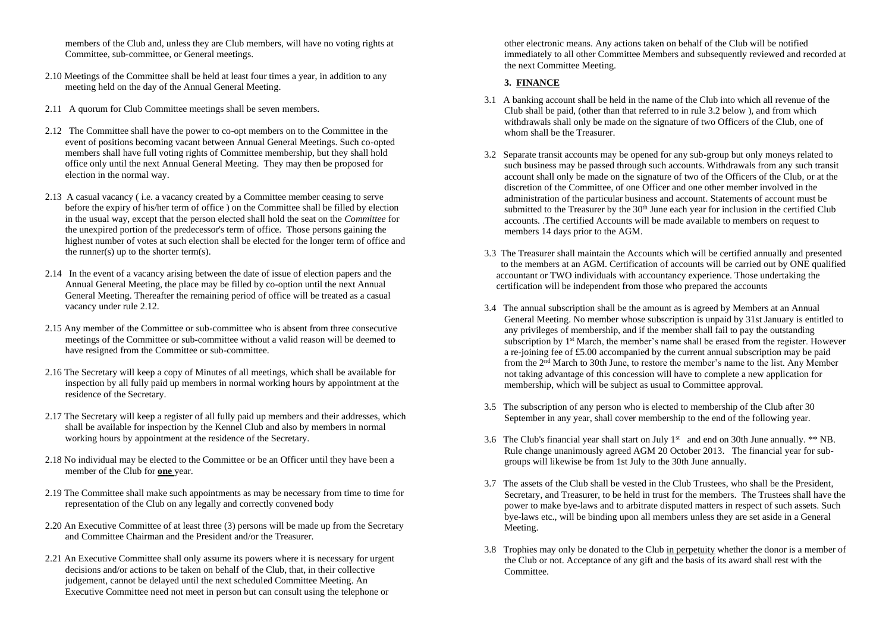members of the Club and, unless they are Club members, will have no voting rights at Committee, sub-committee, or General meetings.

2.10 Meetings of the Committee shall be held at least four times a year, in addition to any meeting held on the day of the Annual General Meeting.

2.11 A quorum for Club Committee meetings shall be seven members.

2.12 The Committee shall have the power to co-opt members on to the Committee in the event of positions becoming vacant between Annual General Meetings. Such co-opted members shall have full voting rights of Committee membership, but they shall hold office only until the next Annual General Meeting. They may then be proposed for election in the normal way.

2.13 A casual vacancy ( i.e. a vacancy created by a Committee member ceasing to serve before the expiry of his/her term of office ) on the Committee shall be filled by election in the usual way, except that the person elected shall hold the seat on the *Committee* for the unexpired portion of the predecessor's term of office. Those persons gaining the highest number of votes at such election shall be elected for the longer term of office and the runner(s) up to the shorter term(s).

2.14 In the event of a vacancy arising between the date of issue of election papers and the Annual General Meeting, the place may be filled by co-option until the next Annual General Meeting. Thereafter the remaining period of office will be treated as a casual vacancy under rule 2.12.

2.15 Any member of the Committee or sub-committee who is absent from three consecutive meetings of the Committee or sub-committee without a valid reason will be deemed to have resigned from the Committee or sub-committee.

2.16 The Secretary will keep a copy of Minutes of all meetings, which shall be available for inspection by all fully paid up members in normal working hours by appointment at the residence of the Secretary.

2.17 The Secretary will keep a register of all fully paid up members and their addresses, which shall be available for inspection by the Kennel Club and also by members in normal working hours by appointment at the residence of the Secretary.

2.18 No individual may be elected to the Committee or be an Officer until they have been a member of the Club for **<u>one</u>** year.

2.19 The Committee shall make such appointments as may be necessary from time to time for representation of the Club on any legally and correctly convened body

2.20 An Executive Committee of at least three (3) persons will be made up from the Secretary and Committee Chairman and the President and/or the Treasurer.

2.21 An Executive Committee shall only assume its powers where it is necessary for urgent decisions and/or actions to be taken on behalf of the Club, that, in their collective judgement, cannot be delayed until the next scheduled Committee Meeting. An Executive Committee need not meet in person but can consult using the telephone or other electronic means. Any actions taken on behalf of the Club will be notified immediately to all other Committee Members and subsequently reviewed and recorded at the next Committee Meeting.

## 3. <u>FINANCE</u>

3.1 A banking account shall be held in the name of the Club into which all revenue of the Club shall be paid, (other than that referred to in rule 3.2 below ), and from which withdrawals shall only be made on the signature of two Officers of the Club, one of whom shall be the Treasurer.

3.2 Separate transit accounts may be opened for any sub-group but only moneys related to such business may be passed through such accounts. Withdrawals from any such transit account shall only be made on the signature of two of the Officers of the Club, or at the discretion of the Committee, of one Officer and one other member involved in the administration of the particular business and account. Statements of account must be submitted to the Treasurer by the 30th June each year for inclusion in the certified Club accounts. .The certified Accounts will be made available to members on request to members 14 days prior to the AGM.

3.3 The Treasurer shall maintain the Accounts which will be certified annually and presented to the members at an AGM. Certification of accounts will be carried out by ONE qualified accountant or TWO individuals with accountancy experience. Those undertaking the certification will be independent from those who prepared the accounts

3.4 The annual subscription shall be the amount as is agreed by Members at an Annual General Meeting. No member whose subscription is unpaid by 31st January is entitled to any privileges of membership, and if the member shall fail to pay the outstanding subscription by 1st March, the member's name shall be erased from the register. However a re-joining fee of £5.00 accompanied by the current annual subscription may be paid from the 2nd March to 30th June, to restore the member's name to the list. Any Member not taking advantage of this concession will have to complete a new application for membership, which will be subject as usual to Committee approval.

3.5 The subscription of any person who is elected to membership of the Club after 30 September in any year, shall cover membership to the end of the following year.

3.6 The Club's financial year shall start on July 1st and end on 30th June annually. ** NB. Rule change unanimously agreed AGM 20 October 2013. The financial year for sub-groups will likewise be from 1st July to the 30th June annually.

3.7 The assets of the Club shall be vested in the Club Trustees, who shall be the President, Secretary, and Treasurer, to be held in trust for the members. The Trustees shall have the power to make bye-laws and to arbitrate disputed matters in respect of such assets. Such bye-laws etc., will be binding upon all members unless they are set aside in a General Meeting.

3.8 Trophies may only be donated to the Club <u>in perpetuity</u> whether the donor is a member of the Club or not. Acceptance of any gift and the basis of its award shall rest with the Committee.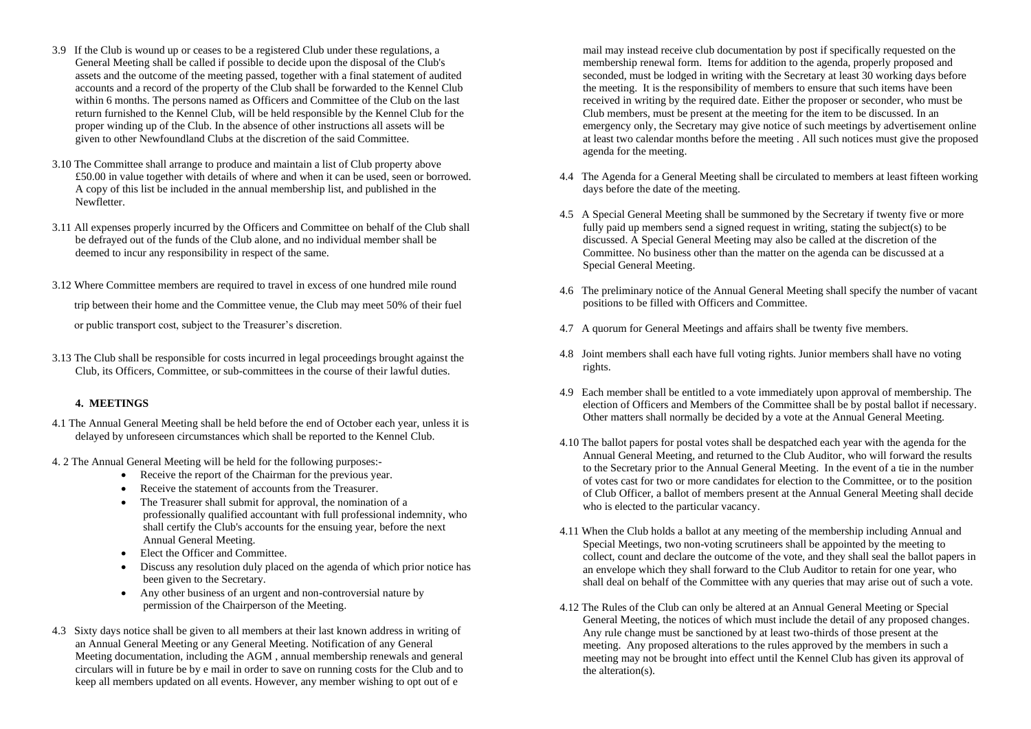3.9 If the Club is wound up or ceases to be a registered Club under these regulations, a General Meeting shall be called if possible to decide upon the disposal of the Club's assets and the outcome of the meeting passed, together with a final statement of audited accounts and a record of the property of the Club shall be forwarded to the Kennel Club within 6 months. The persons named as Officers and Committee of the Club on the last return furnished to the Kennel Club, will be held responsible by the Kennel Club for the proper winding up of the Club. In the absence of other instructions all assets will be given to other Newfoundland Clubs at the discretion of the said Committee.

3.10 The Committee shall arrange to produce and maintain a list of Club property above £50.00 in value together with details of where and when it can be used, seen or borrowed. A copy of this list be included in the annual membership list, and published in the Newfletter.

3.11 All expenses properly incurred by the Officers and Committee on behalf of the Club shall be defrayed out of the funds of the Club alone, and no individual member shall be deemed to incur any responsibility in respect of the same.

3.12 Where Committee members are required to travel in excess of one hundred mile round trip between their home and the Committee venue, the Club may meet 50% of their fuel or public transport cost, subject to the Treasurer's discretion.

3.13 The Club shall be responsible for costs incurred in legal proceedings brought against the Club, its Officers, Committee, or sub-committees in the course of their lawful duties.

## 4. MEETINGS

4.1 The Annual General Meeting shall be held before the end of October each year, unless it is delayed by unforeseen circumstances which shall be reported to the Kennel Club.

4. 2 The Annual General Meeting will be held for the following purposes:-

- Receive the report of the Chairman for the previous year.
- Receive the statement of accounts from the Treasurer.
- The Treasurer shall submit for approval, the nomination of a professionally qualified accountant with full professional indemnity, who shall certify the Club's accounts for the ensuing year, before the next Annual General Meeting.
- Elect the Officer and Committee.
- Discuss any resolution duly placed on the agenda of which prior notice has been given to the Secretary.
- Any other business of an urgent and non-controversial nature by permission of the Chairperson of the Meeting.

4.3 Sixty days notice shall be given to all members at their last known address in writing of an Annual General Meeting or any General Meeting. Notification of any General Meeting documentation, including the AGM , annual membership renewals and general circulars will in future be by e mail in order to save on running costs for the Club and to keep all members updated on all events. However, any member wishing to opt out of e mail may instead receive club documentation by post if specifically requested on the membership renewal form. Items for addition to the agenda, properly proposed and seconded, must be lodged in writing with the Secretary at least 30 working days before the meeting. It is the responsibility of members to ensure that such items have been received in writing by the required date. Either the proposer or seconder, who must be Club members, must be present at the meeting for the item to be discussed. In an emergency only, the Secretary may give notice of such meetings by advertisement online at least two calendar months before the meeting . All such notices must give the proposed agenda for the meeting.

4.4 The Agenda for a General Meeting shall be circulated to members at least fifteen working days before the date of the meeting.

4.5 A Special General Meeting shall be summoned by the Secretary if twenty five or more fully paid up members send a signed request in writing, stating the subject(s) to be discussed. A Special General Meeting may also be called at the discretion of the Committee. No business other than the matter on the agenda can be discussed at a Special General Meeting.

4.6 The preliminary notice of the Annual General Meeting shall specify the number of vacant positions to be filled with Officers and Committee.

4.7 A quorum for General Meetings and affairs shall be twenty five members.

4.8 Joint members shall each have full voting rights. Junior members shall have no voting rights.

4.9 Each member shall be entitled to a vote immediately upon approval of membership. The election of Officers and Members of the Committee shall be by postal ballot if necessary. Other matters shall normally be decided by a vote at the Annual General Meeting.

4.10 The ballot papers for postal votes shall be despatched each year with the agenda for the Annual General Meeting, and returned to the Club Auditor, who will forward the results to the Secretary prior to the Annual General Meeting. In the event of a tie in the number of votes cast for two or more candidates for election to the Committee, or to the position of Club Officer, a ballot of members present at the Annual General Meeting shall decide who is elected to the particular vacancy.

4.11 When the Club holds a ballot at any meeting of the membership including Annual and Special Meetings, two non-voting scrutineers shall be appointed by the meeting to collect, count and declare the outcome of the vote, and they shall seal the ballot papers in an envelope which they shall forward to the Club Auditor to retain for one year, who shall deal on behalf of the Committee with any queries that may arise out of such a vote.

4.12 The Rules of the Club can only be altered at an Annual General Meeting or Special General Meeting, the notices of which must include the detail of any proposed changes. Any rule change must be sanctioned by at least two-thirds of those present at the meeting. Any proposed alterations to the rules approved by the members in such a meeting may not be brought into effect until the Kennel Club has given its approval of the alteration(s).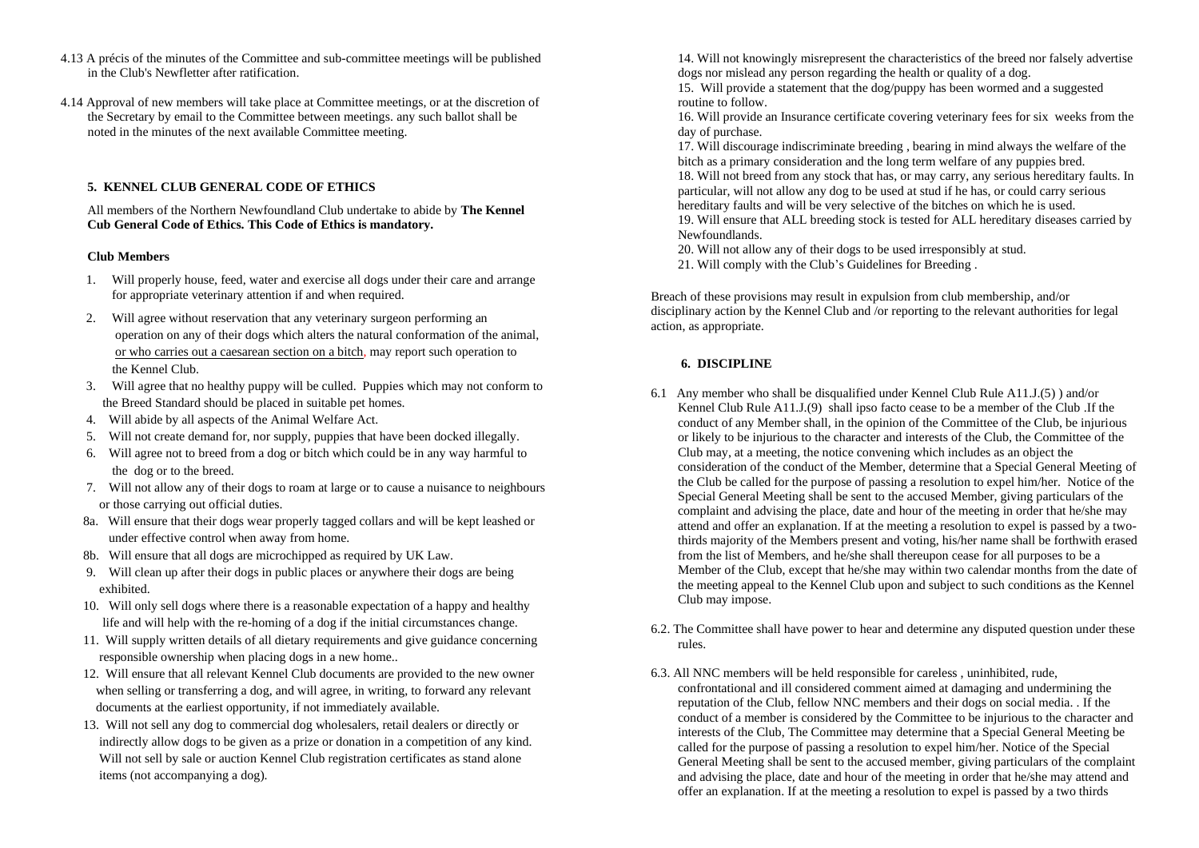4.13 A précis of the minutes of the Committee and sub-committee meetings will be published in the Club's Newfletter after ratification.

4.14 Approval of new members will take place at Committee meetings, or at the discretion of the Secretary by email to the Committee between meetings. any such ballot shall be noted in the minutes of the next available Committee meeting.

## 5. KENNEL CLUB GENERAL CODE OF ETHICS

All members of the Northern Newfoundland Club undertake to abide by **The Kennel Cub General Code of Ethics. This Code of Ethics is mandatory.**

**Club Members**

1. Will properly house, feed, water and exercise all dogs under their care and arrange for appropriate veterinary attention if and when required.
2. Will agree without reservation that any veterinary surgeon performing an operation on any of their dogs which alters the natural conformation of the animal, <u>or who carries out a caesarean section on a bitch</u>, may report such operation to the Kennel Club.
3. Will agree that no healthy puppy will be culled. Puppies which may not conform to the Breed Standard should be placed in suitable pet homes.
4. Will abide by all aspects of the Animal Welfare Act.
5. Will not create demand for, nor supply, puppies that have been docked illegally.
6. Will agree not to breed from a dog or bitch which could be in any way harmful to the dog or to the breed.
7. Will not allow any of their dogs to roam at large or to cause a nuisance to neighbours or those carrying out official duties.

8a. Will ensure that their dogs wear properly tagged collars and will be kept leashed or under effective control when away from home.

8b. Will ensure that all dogs are microchipped as required by UK Law.

9. Will clean up after their dogs in public places or anywhere their dogs are being exhibited.
10. Will only sell dogs where there is a reasonable expectation of a happy and healthy life and will help with the re-homing of a dog if the initial circumstances change.
11. Will supply written details of all dietary requirements and give guidance concerning responsible ownership when placing dogs in a new home..
12. Will ensure that all relevant Kennel Club documents are provided to the new owner when selling or transferring a dog, and will agree, in writing, to forward any relevant documents at the earliest opportunity, if not immediately available.
13. Will not sell any dog to commercial dog wholesalers, retail dealers or directly or indirectly allow dogs to be given as a prize or donation in a competition of any kind. Will not sell by sale or auction Kennel Club registration certificates as stand alone items (not accompanying a dog).
14. Will not knowingly misrepresent the characteristics of the breed nor falsely advertise dogs nor mislead any person regarding the health or quality of a dog.
15. Will provide a statement that the dog/puppy has been wormed and a suggested routine to follow.
16. Will provide an Insurance certificate covering veterinary fees for six weeks from the day of purchase.
17. Will discourage indiscriminate breeding , bearing in mind always the welfare of the bitch as a primary consideration and the long term welfare of any puppies bred.
18. Will not breed from any stock that has, or may carry, any serious hereditary faults. In particular, will not allow any dog to be used at stud if he has, or could carry serious hereditary faults and will be very selective of the bitches on which he is used.
19. Will ensure that ALL breeding stock is tested for ALL hereditary diseases carried by Newfoundlands.
20. Will not allow any of their dogs to be used irresponsibly at stud.
21. Will comply with the Club's Guidelines for Breeding .

Breach of these provisions may result in expulsion from club membership, and/or disciplinary action by the Kennel Club and /or reporting to the relevant authorities for legal action, as appropriate.

## 6. DISCIPLINE

6.1 Any member who shall be disqualified under Kennel Club Rule A11.J.(5) ) and/or Kennel Club Rule A11.J.(9) shall ipso facto cease to be a member of the Club .If the conduct of any Member shall, in the opinion of the Committee of the Club, be injurious or likely to be injurious to the character and interests of the Club, the Committee of the Club may, at a meeting, the notice convening which includes as an object the consideration of the conduct of the Member, determine that a Special General Meeting of the Club be called for the purpose of passing a resolution to expel him/her. Notice of the Special General Meeting shall be sent to the accused Member, giving particulars of the complaint and advising the place, date and hour of the meeting in order that he/she may attend and offer an explanation. If at the meeting a resolution to expel is passed by a two-thirds majority of the Members present and voting, his/her name shall be forthwith erased from the list of Members, and he/she shall thereupon cease for all purposes to be a Member of the Club, except that he/she may within two calendar months from the date of the meeting appeal to the Kennel Club upon and subject to such conditions as the Kennel Club may impose.

6.2. The Committee shall have power to hear and determine any disputed question under these rules.

6.3. All NNC members will be held responsible for careless , uninhibited, rude, confrontational and ill considered comment aimed at damaging and undermining the reputation of the Club, fellow NNC members and their dogs on social media. . If the conduct of a member is considered by the Committee to be injurious to the character and interests of the Club, The Committee may determine that a Special General Meeting be called for the purpose of passing a resolution to expel him/her. Notice of the Special General Meeting shall be sent to the accused member, giving particulars of the complaint and advising the place, date and hour of the meeting in order that he/she may attend and offer an explanation. If at the meeting a resolution to expel is passed by a two thirds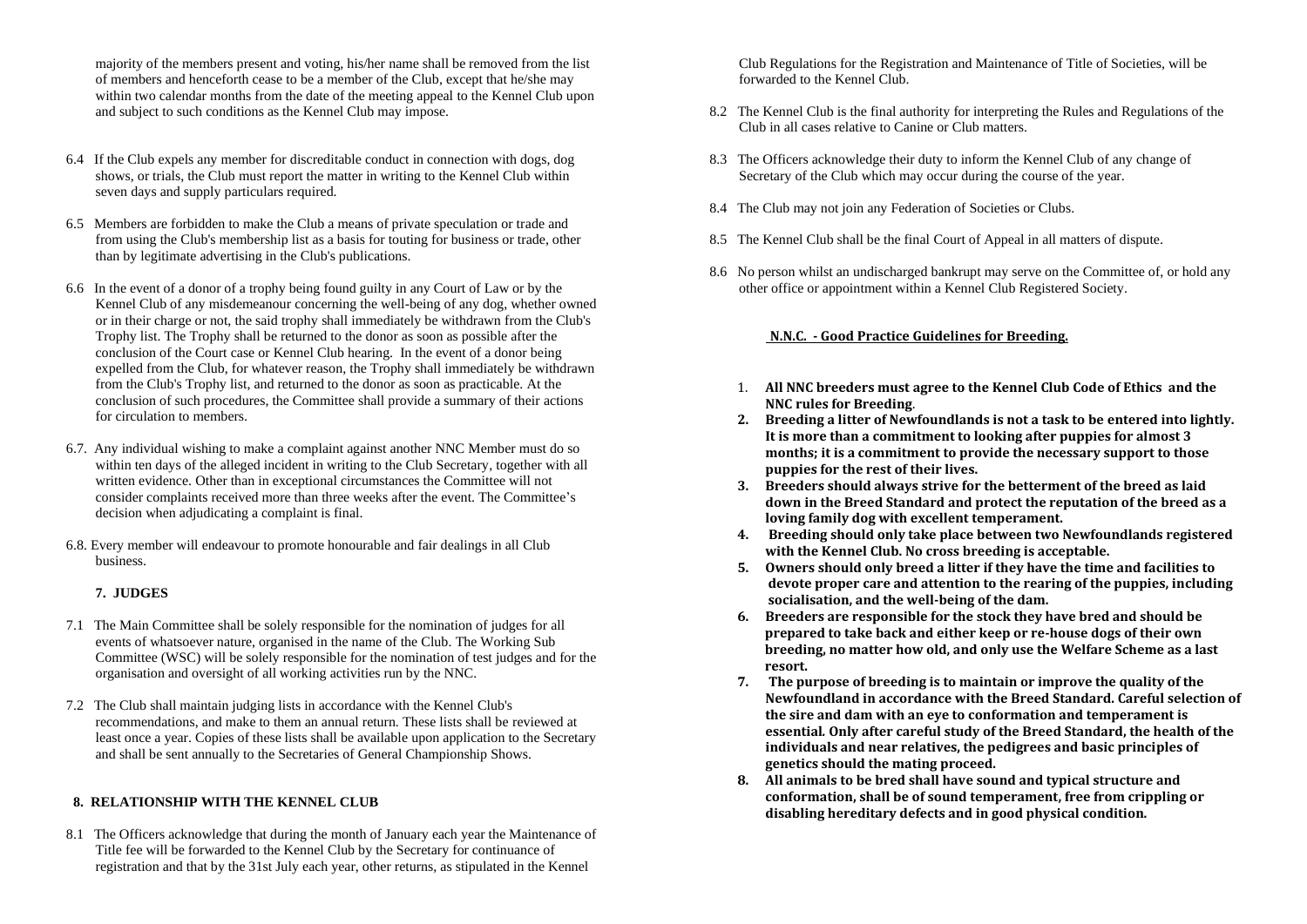majority of the members present and voting, his/her name shall be removed from the list of members and henceforth cease to be a member of the Club, except that he/she may within two calendar months from the date of the meeting appeal to the Kennel Club upon and subject to such conditions as the Kennel Club may impose.

6.4 If the Club expels any member for discreditable conduct in connection with dogs, dog shows, or trials, the Club must report the matter in writing to the Kennel Club within seven days and supply particulars required.

6.5 Members are forbidden to make the Club a means of private speculation or trade and from using the Club's membership list as a basis for touting for business or trade, other than by legitimate advertising in the Club's publications.

6.6 In the event of a donor of a trophy being found guilty in any Court of Law or by the Kennel Club of any misdemeanour concerning the well-being of any dog, whether owned or in their charge or not, the said trophy shall immediately be withdrawn from the Club's Trophy list. The Trophy shall be returned to the donor as soon as possible after the conclusion of the Court case or Kennel Club hearing. In the event of a donor being expelled from the Club, for whatever reason, the Trophy shall immediately be withdrawn from the Club's Trophy list, and returned to the donor as soon as practicable. At the conclusion of such procedures, the Committee shall provide a summary of their actions for circulation to members.

6.7. Any individual wishing to make a complaint against another NNC Member must do so within ten days of the alleged incident in writing to the Club Secretary, together with all written evidence. Other than in exceptional circumstances the Committee will not consider complaints received more than three weeks after the event. The Committee's decision when adjudicating a complaint is final.

6.8. Every member will endeavour to promote honourable and fair dealings in all Club business.

## 7. JUDGES

7.1 The Main Committee shall be solely responsible for the nomination of judges for all events of whatsoever nature, organised in the name of the Club. The Working Sub Committee (WSC) will be solely responsible for the nomination of test judges and for the organisation and oversight of all working activities run by the NNC.

7.2 The Club shall maintain judging lists in accordance with the Kennel Club's recommendations, and make to them an annual return. These lists shall be reviewed at least once a year. Copies of these lists shall be available upon application to the Secretary and shall be sent annually to the Secretaries of General Championship Shows.

## 8. RELATIONSHIP WITH THE KENNEL CLUB

8.1 The Officers acknowledge that during the month of January each year the Maintenance of Title fee will be forwarded to the Kennel Club by the Secretary for continuance of registration and that by the 31st July each year, other returns, as stipulated in the Kennel Club Regulations for the Registration and Maintenance of Title of Societies, will be forwarded to the Kennel Club.

8.2 The Kennel Club is the final authority for interpreting the Rules and Regulations of the Club in all cases relative to Canine or Club matters.

8.3 The Officers acknowledge their duty to inform the Kennel Club of any change of Secretary of the Club which may occur during the course of the year.

8.4 The Club may not join any Federation of Societies or Clubs.

8.5 The Kennel Club shall be the final Court of Appeal in all matters of dispute.

8.6 No person whilst an undischarged bankrupt may serve on the Committee of, or hold any other office or appointment within a Kennel Club Registered Society.

## N.N.C. - Good Practice Guidelines for Breeding.

1. **All NNC breeders must agree to the Kennel Club Code of Ethics and the NNC rules for Breeding**.
2. **Breeding a litter of Newfoundlands is not a task to be entered into lightly. It is more than a commitment to looking after puppies for almost 3 months; it is a commitment to provide the necessary support to those puppies for the rest of their lives.**
3. **Breeders should always strive for the betterment of the breed as laid down in the Breed Standard and protect the reputation of the breed as a loving family dog with excellent temperament.**
4. **Breeding should only take place between two Newfoundlands registered with the Kennel Club. No cross breeding is acceptable.**
5. **Owners should only breed a litter if they have the time and facilities to devote proper care and attention to the rearing of the puppies, including socialisation, and the well-being of the dam.**
6. **Breeders are responsible for the stock they have bred and should be prepared to take back and either keep or re-house dogs of their own breeding, no matter how old, and only use the Welfare Scheme as a last resort.**
7. **The purpose of breeding is to maintain or improve the quality of the Newfoundland in accordance with the Breed Standard. Careful selection of the sire and dam with an eye to conformation and temperament is essential. Only after careful study of the Breed Standard, the health of the individuals and near relatives, the pedigrees and basic principles of genetics should the mating proceed.**
8. **All animals to be bred shall have sound and typical structure and conformation, shall be of sound temperament, free from crippling or disabling hereditary defects and in good physical condition.**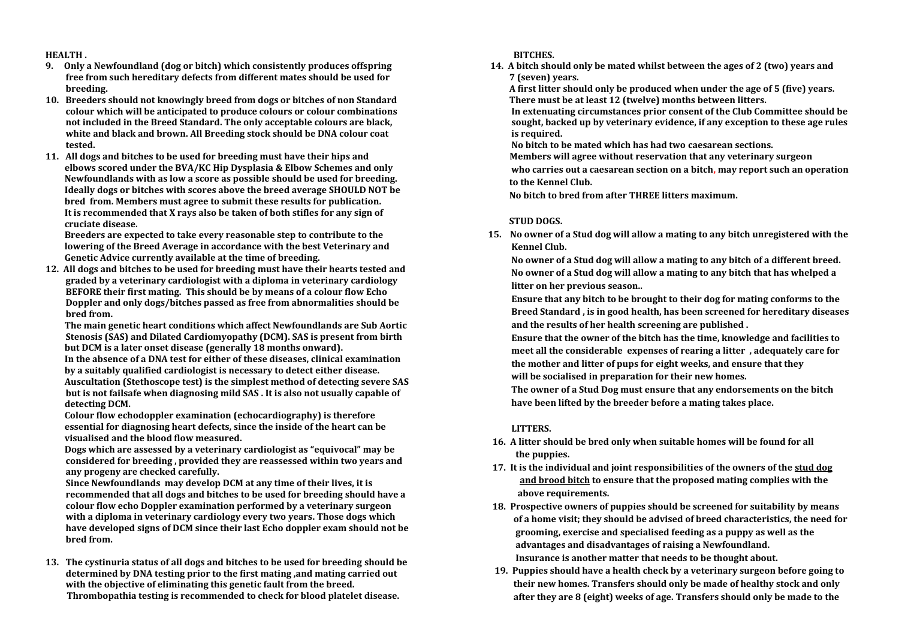**HEALTH .**

9. **Only a Newfoundland (dog or bitch) which consistently produces offspring free from such hereditary defects from different mates should be used for breeding.**
10. **Breeders should not knowingly breed from dogs or bitches of non Standard colour which will be anticipated to produce colours or colour combinations not included in the Breed Standard. The only acceptable colours are black, white and black and brown. All Breeding stock should be DNA colour coat tested.**
11. **All dogs and bitches to be used for breeding must have their hips and elbows scored under the BVA/KC Hip Dysplasia & Elbow Schemes and only Newfoundlands with as low a score as possible should be used for breeding. Ideally dogs or bitches with scores above the breed average SHOULD NOT be bred from. Members must agree to submit these results for publication. It is recommended that X rays also be taken of both stifles for any sign of cruciate disease.**

    **Breeders are expected to take every reasonable step to contribute to the lowering of the Breed Average in accordance with the best Veterinary and Genetic Advice currently available at the time of breeding.**
12. **All dogs and bitches to be used for breeding must have their hearts tested and graded by a veterinary cardiologist with a diploma in veterinary cardiology BEFORE their first mating. This should be by means of a colour flow Echo Doppler and only dogs/bitches passed as free from abnormalities should be bred from.**

    **The main genetic heart conditions which affect Newfoundlands are Sub Aortic Stenosis (SAS) and Dilated Cardiomyopathy (DCM). SAS is present from birth but DCM is a later onset disease (generally 18 months onward).**

    **In the absence of a DNA test for either of these diseases, clinical examination by a suitably qualified cardiologist is necessary to detect either disease. Auscultation (Stethoscope test) is the simplest method of detecting severe SAS but is not failsafe when diagnosing mild SAS . It is also not usually capable of detecting DCM.**

    **Colour flow echodoppler examination (echocardiography) is therefore essential for diagnosing heart defects, since the inside of the heart can be visualised and the blood flow measured.**

    **Dogs which are assessed by a veterinary cardiologist as "equivocal" may be considered for breeding , provided they are reassessed within two years and any progeny are checked carefully.**

    **Since Newfoundlands may develop DCM at any time of their lives, it is recommended that all dogs and bitches to be used for breeding should have a colour flow echo Doppler examination performed by a veterinary surgeon with a diploma in veterinary cardiology every two years. Those dogs which have developed signs of DCM since their last Echo doppler exam should not be bred from.**
13. **The cystinuria status of all dogs and bitches to be used for breeding should be determined by DNA testing prior to the first mating ,and mating carried out with the objective of eliminating this genetic fault from the breed. Thrombopathia testing is recommended to check for blood platelet disease.**

**BITCHES.**

14. **A bitch should only be mated whilst between the ages of 2 (two) years and 7 (seven) years.**

    **A first litter should only be produced when under the age of 5 (five) years. There must be at least 12 (twelve) months between litters.**

    **In extenuating circumstances prior consent of the Club Committee should be sought, backed up by veterinary evidence, if any exception to these age rules is required.**

    **No bitch to be mated which has had two caesarean sections.**

    **Members will agree without reservation that any veterinary surgeon who carries out a caesarean section on a bitch, may report such an operation to the Kennel Club.**

    **No bitch to bred from after THREE litters maximum.**

**STUD DOGS.**

15. **No owner of a Stud dog will allow a mating to any bitch unregistered with the Kennel Club.**

    **No owner of a Stud dog will allow a mating to any bitch of a different breed. No owner of a Stud dog will allow a mating to any bitch that has whelped a litter on her previous season..**

    **Ensure that any bitch to be brought to their dog for mating conforms to the Breed Standard , is in good health, has been screened for hereditary diseases and the results of her health screening are published .**

    **Ensure that the owner of the bitch has the time, knowledge and facilities to meet all the considerable expenses of rearing a litter , adequately care for the mother and litter of pups for eight weeks, and ensure that they will be socialised in preparation for their new homes.**

    **The owner of a Stud Dog must ensure that any endorsements on the bitch have been lifted by the breeder before a mating takes place.**

**LITTERS.**

16. **A litter should be bred only when suitable homes will be found for all the puppies.**
17. **It is the individual and joint responsibilities of the owners of the <u>stud dog and brood bitch</u> to ensure that the proposed mating complies with the above requirements.**
18. **Prospective owners of puppies should be screened for suitability by means of a home visit; they should be advised of breed characteristics, the need for grooming, exercise and specialised feeding as a puppy as well as the advantages and disadvantages of raising a Newfoundland. Insurance is another matter that needs to be thought about.**
19. **Puppies should have a health check by a veterinary surgeon before going to their new homes. Transfers should only be made of healthy stock and only after they are 8 (eight) weeks of age. Transfers should only be made to the**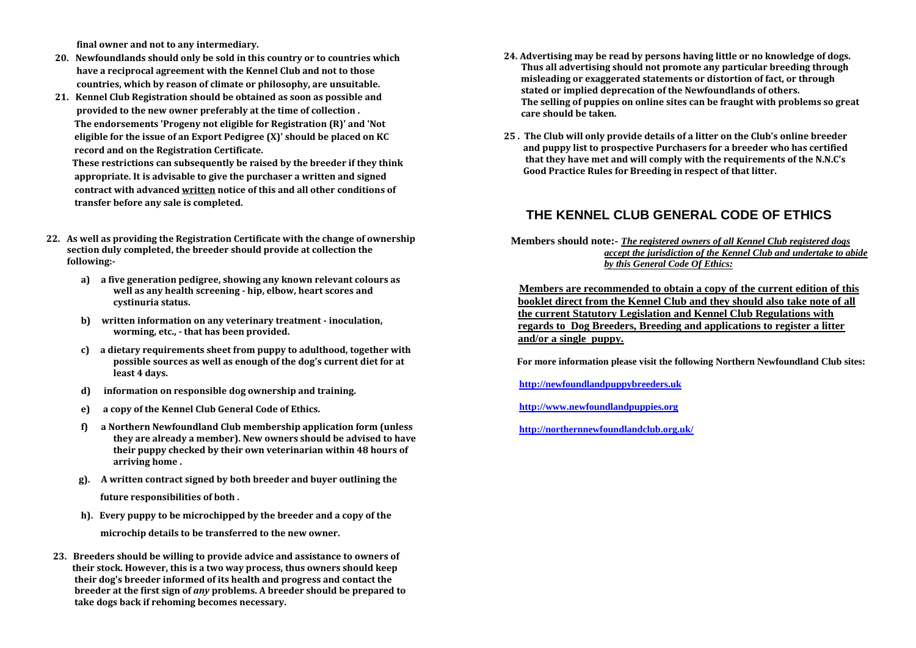**final owner and not to any intermediary.**

20. **Newfoundlands should only be sold in this country or to countries which have a reciprocal agreement with the Kennel Club and not to those countries, which by reason of climate or philosophy, are unsuitable.**

21. **Kennel Club Registration should be obtained as soon as possible and provided to the new owner preferably at the time of collection . The endorsements 'Progeny not eligible for Registration (R)' and 'Not eligible for the issue of an Export Pedigree (X)' should be placed on KC record and on the Registration Certificate.**

    **These restrictions can subsequently be raised by the breeder if they think appropriate. It is advisable to give the purchaser a written and signed contract with advanced <u>written</u> notice of this and all other conditions of transfer before any sale is completed.**

22. **As well as providing the Registration Certificate with the change of ownership section duly completed, the breeder should provide at collection the following:-**

    a) **a five generation pedigree, showing any known relevant colours as well as any health screening - hip, elbow, heart scores and cystinuria status.**

    b) **written information on any veterinary treatment - inoculation, worming, etc., - that has been provided.**

    c) **a dietary requirements sheet from puppy to adulthood, together with possible sources as well as enough of the dog's current diet for at least 4 days.**

    d) **information on responsible dog ownership and training.**

    e) **a copy of the Kennel Club General Code of Ethics.**

    f) **a Northern Newfoundland Club membership application form (unless they are already a member). New owners should be advised to have their puppy checked by their own veterinarian within 48 hours of arriving home .**

    g). **A written contract signed by both breeder and buyer outlining the future responsibilities of both .**

    h). **Every puppy to be microchipped by the breeder and a copy of the microchip details to be transferred to the new owner.**

23. **Breeders should be willing to provide advice and assistance to owners of their stock. However, this is a two way process, thus owners should keep their dog's breeder informed of its health and progress and contact the breeder at the first sign of *any* problems. A breeder should be prepared to take dogs back if rehoming becomes necessary.**

24. **Advertising may be read by persons having little or no knowledge of dogs. Thus all advertising should not promote any particular breeding through misleading or exaggerated statements or distortion of fact, or through stated or implied deprecation of the Newfoundlands of others. The selling of puppies on online sites can be fraught with problems so great care should be taken.**

25. **The Club will only provide details of a litter on the Club's online breeder and puppy list to prospective Purchasers for a breeder who has certified that they have met and will comply with the requirements of the N.N.C's Good Practice Rules for Breeding in respect of that litter.**

## THE KENNEL CLUB GENERAL CODE OF ETHICS

**Members should note:-** ***<u>The registered owners of all Kennel Club registered dogs accept the jurisdiction of the Kennel Club and undertake to abide by this General Code Of Ethics:</u>***

**<u>Members are recommended to obtain a copy of the current edition of this booklet direct from the Kennel Club and they should also take note of all the current Statutory Legislation and Kennel Club Regulations with regards to Dog Breeders, Breeding and applications to register a litter and/or a single puppy.</u>**

**For more information please visit the following Northern Newfoundland Club sites:**

**http://newfoundlandpuppybreeders.uk**

**http://www.newfoundlandpuppies.org**

**http://northernnewfoundlandclub.org.uk/**